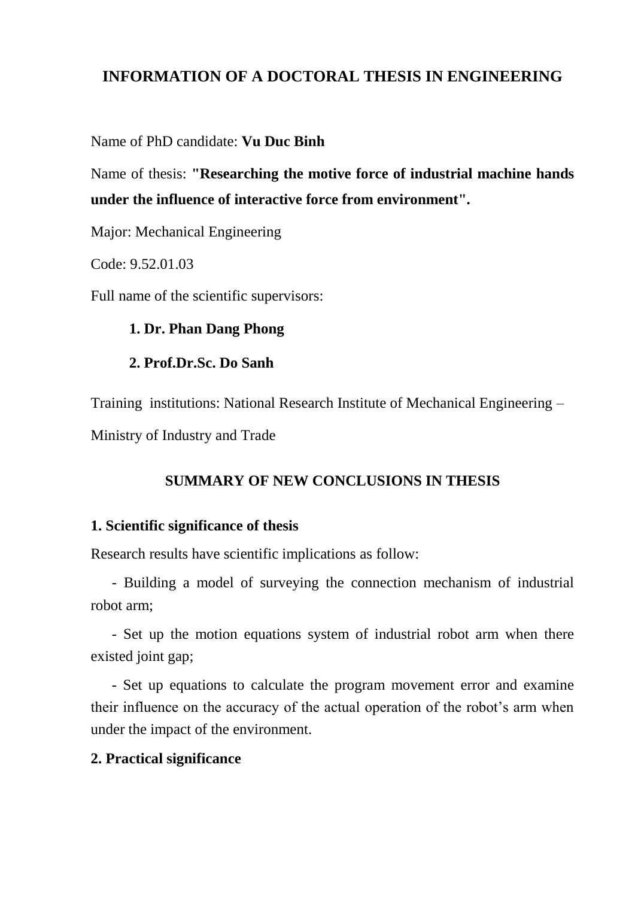# INFORMATION OF A DOCTORAL THESIS IN ENGINEERING

Name of PhD candidate: **Vu Duc Binh**

Name of thesis: **"Researching the motive force of industrial machine hands under the influence of interactive force from environment".**

Major: Mechanical Engineering

Code: 9.52.01.03

Full name of the scientific supervisors:

**1. Dr. Phan Dang Phong**

**2. Prof.Dr.Sc. Do Sanh**

Training institutions: National Research Institute of Mechanical Engineering – Ministry of Industry and Trade

## SUMMARY OF NEW CONCLUSIONS IN THESIS

### 1. Scientific significance of thesis

Research results have scientific implications as follow:

- Building a model of surveying the connection mechanism of industrial robot arm;
- Set up the motion equations system of industrial robot arm when there existed joint gap;
- Set up equations to calculate the program movement error and examine their influence on the accuracy of the actual operation of the robot's arm when under the impact of the environment.

### 2. Practical significance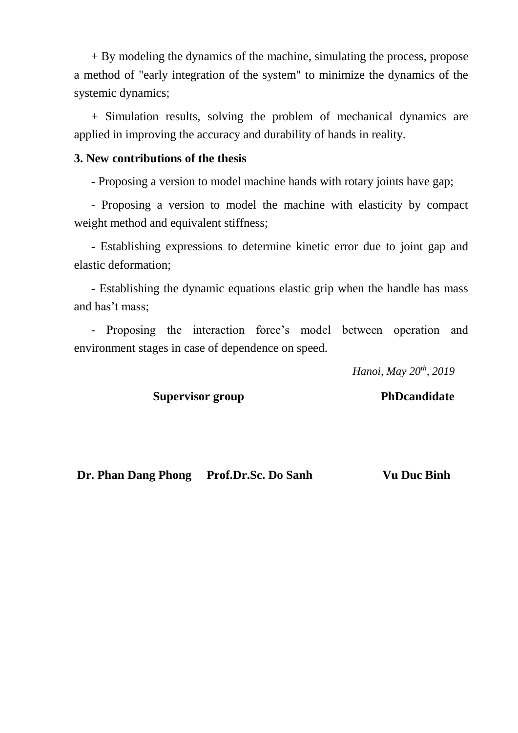+ By modeling the dynamics of the machine, simulating the process, propose a method of "early integration of the system" to minimize the dynamics of the systemic dynamics;

+ Simulation results, solving the problem of mechanical dynamics are applied in improving the accuracy and durability of hands in reality.

**3. New contributions of the thesis**

- Proposing a version to model machine hands with rotary joints have gap;

- Proposing a version to model the machine with elasticity by compact weight method and equivalent stiffness;

- Establishing expressions to determine kinetic error due to joint gap and elastic deformation;

- Establishing the dynamic equations elastic grip when the handle has mass and has't mass;

- Proposing the interaction force's model between operation and environment stages in case of dependence on speed.

*Hanoi, May 20th, 2019*

**Supervisor group** **PhDcandidate**

**Dr. Phan Dang Phong** **Prof.Dr.Sc. Do Sanh** **Vu Duc Binh**